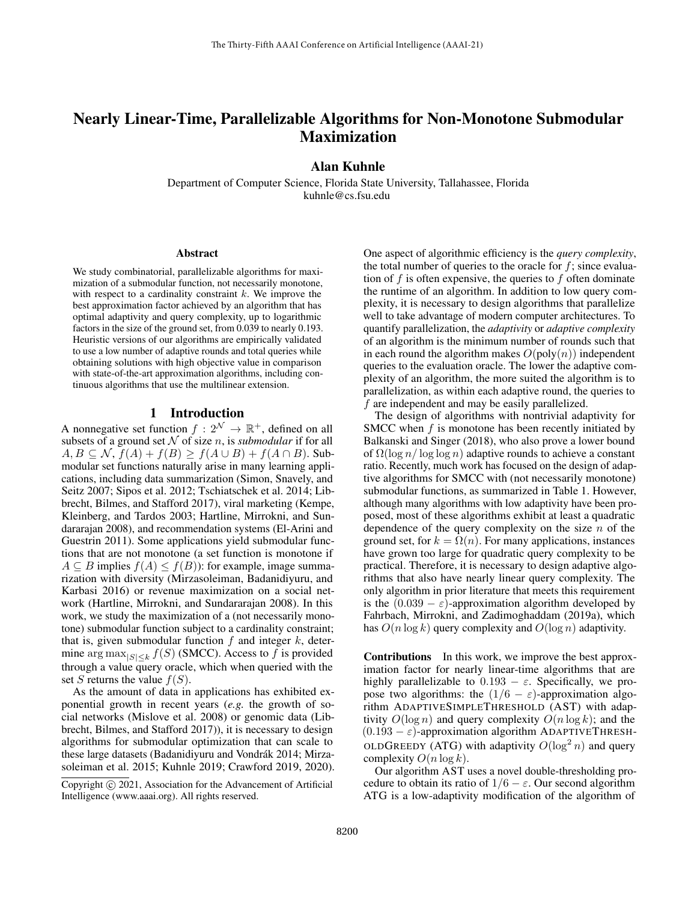# Nearly Linear-Time, Parallelizable Algorithms for Non-Monotone Submodular Maximization

**Alan Kuhnle**

Department of Computer Science, Florida State University, Tallahassee, Florida
kuhnle@cs.fsu.edu

## Abstract

We study combinatorial, parallelizable algorithms for maximization of a submodular function, not necessarily monotone, with respect to a cardinality constraint $k$. We improve the best approximation factor achieved by an algorithm that has optimal adaptivity and query complexity, up to logarithmic factors in the size of the ground set, from 0.039 to nearly 0.193. Heuristic versions of our algorithms are empirically validated to use a low number of adaptive rounds and total queries while obtaining solutions with high objective value in comparison with state-of-the-art approximation algorithms, including continuous algorithms that use the multilinear extension.

## 1 Introduction

A nonnegative set function $f : 2^{\mathcal{N}} \to \mathbb{R}^{+}$, defined on all subsets of a ground set $\mathcal{N}$ of size $n$, is *submodular* if for all $A, B \subseteq \mathcal{N}$, $f(A) + f(B) \geq f(A \cup B) + f(A \cap B)$. Submodular set functions naturally arise in many learning applications, including data summarization (Simon, Snavely, and Seitz 2007; Sipos et al. 2012; Tschiatschek et al. 2014; Libbrecht, Bilmes, and Stafford 2017), viral marketing (Kempe, Kleinberg, and Tardos 2003; Hartline, Mirrokni, and Sundararajan 2008), and recommendation systems (El-Arini and Guestrin 2011). Some applications yield submodular functions that are not monotone (a set function is monotone if $A \subseteq B$ implies $f(A) \leq f(B)$): for example, image summarization with diversity (Mirzasoleiman, Badanidiyuru, and Karbasi 2016) or revenue maximization on a social network (Hartline, Mirrokni, and Sundararajan 2008). In this work, we study the maximization of a (not necessarily monotone) submodular function subject to a cardinality constraint; that is, given submodular function $f$ and integer $k$, determine $\arg\max_{|S| \leq k} f(S)$ (SMCC). Access to $f$ is provided through a value query oracle, which when queried with the set $S$ returns the value $f(S)$.

As the amount of data in applications has exhibited exponential growth in recent years (*e.g.* the growth of social networks (Mislove et al. 2008) or genomic data (Libbrecht, Bilmes, and Stafford 2017)), it is necessary to design algorithms for submodular optimization that can scale to these large datasets (Badanidiyuru and Vondrák 2014; Mirzasoleiman et al. 2015; Kuhnle 2019; Crawford 2019, 2020). One aspect of algorithmic efficiency is the *query complexity*, the total number of queries to the oracle for $f$; since evaluation of $f$ is often expensive, the queries to $f$ often dominate the runtime of an algorithm. In addition to low query complexity, it is necessary to design algorithms that parallelize well to take advantage of modern computer architectures. To quantify parallelization, the *adaptivity* or *adaptive complexity* of an algorithm is the minimum number of rounds such that in each round the algorithm makes $O(\text{poly}(n))$ independent queries to the evaluation oracle. The lower the adaptive complexity of an algorithm, the more suited the algorithm is to parallelization, as within each adaptive round, the queries to $f$ are independent and may be easily parallelized.

The design of algorithms with nontrivial adaptivity for SMCC when $f$ is monotone has been recently initiated by Balkanski and Singer (2018), who also prove a lower bound of $\Omega(\log n / \log \log n)$ adaptive rounds to achieve a constant ratio. Recently, much work has focused on the design of adaptive algorithms for SMCC with (not necessarily monotone) submodular functions, as summarized in Table 1. However, although many algorithms with low adaptivity have been proposed, most of these algorithms exhibit at least a quadratic dependence of the query complexity on the size $n$ of the ground set, for $k = \Omega(n)$. For many applications, instances have grown too large for quadratic query complexity to be practical. Therefore, it is necessary to design adaptive algorithms that also have nearly linear query complexity. The only algorithm in prior literature that meets this requirement is the $(0.039 - \varepsilon)$-approximation algorithm developed by Fahrbach, Mirrokni, and Zadimoghaddam (2019a), which has $O(n \log k)$ query complexity and $O(\log n)$ adaptivity.

**Contributions** In this work, we improve the best approximation factor for nearly linear-time algorithms that are highly parallelizable to $0.193 - \varepsilon$. Specifically, we propose two algorithms: the $(1/6 - \varepsilon)$-approximation algorithm ADAPTIVESIMPLETHRESHOLD (AST) with adaptivity $O(\log n)$ and query complexity $O(n \log k)$; and the $(0.193 - \varepsilon)$-approximation algorithm ADAPTIVETHRESHOLDGREEDY (ATG) with adaptivity $O(\log^2 n)$ and query complexity $O(n \log k)$.

Our algorithm AST uses a novel double-thresholding procedure to obtain its ratio of $1/6 - \varepsilon$. Our second algorithm ATG is a low-adaptivity modification of the algorithm of

Copyright © 2021, Association for the Advancement of Artificial Intelligence (www.aaai.org). All rights reserved.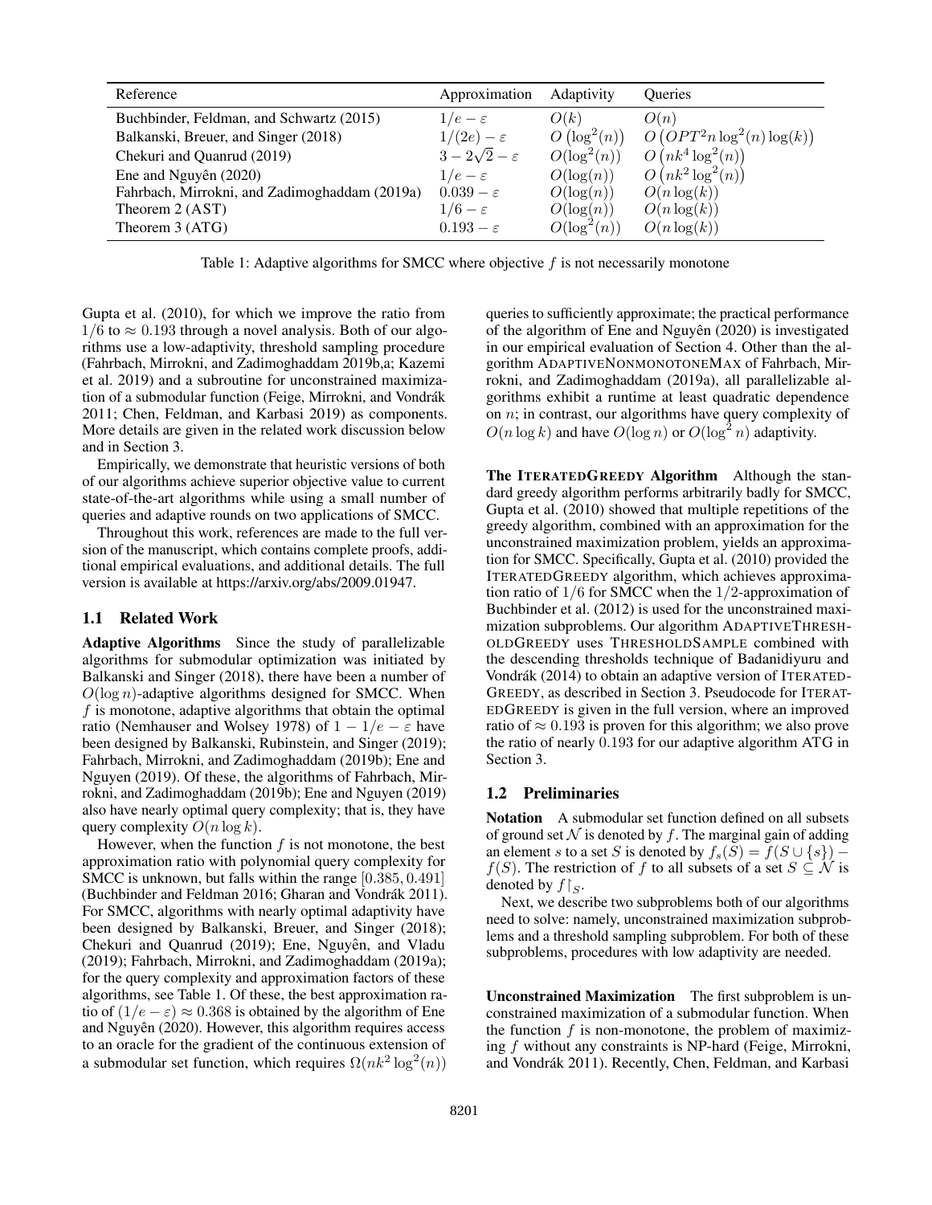| Reference | Approximation | Adaptivity | Queries |
|---|---|---|---|
| Buchbinder, Feldman, and Schwartz (2015) | $1/e - \varepsilon$ | $O(k)$ | $O(n)$ |
| Balkanski, Breuer, and Singer (2018) | $1/(2e) - \varepsilon$ | $O\left(\log^2(n)\right)$ | $O\left(OPT^2 n \log^2(n) \log(k)\right)$ |
| Chekuri and Quanrud (2019) | $3 - 2\sqrt{2} - \varepsilon$ | $O(\log^2(n))$ | $O\left(nk^4 \log^2(n)\right)$ |
| Ene and Nguyên (2020) | $1/e - \varepsilon$ | $O(\log(n))$ | $O\left(nk^2 \log^2(n)\right)$ |
| Fahrbach, Mirrokni, and Zadimoghaddam (2019a) | $0.039 - \varepsilon$ | $O(\log(n))$ | $O(n \log(k))$ |
| Theorem 2 (AST) | $1/6 - \varepsilon$ | $O(\log(n))$ | $O(n \log(k))$ |
| Theorem 3 (ATG) | $0.193 - \varepsilon$ | $O(\log^2(n))$ | $O(n \log(k))$ |

Table 1: Adaptive algorithms for SMCC where objective $f$ is not necessarily monotone

Gupta et al. (2010), for which we improve the ratio from $1/6$ to $\approx 0.193$ through a novel analysis. Both of our algorithms use a low-adaptivity, threshold sampling procedure (Fahrbach, Mirrokni, and Zadimoghaddam 2019b,a; Kazemi et al. 2019) and a subroutine for unconstrained maximization of a submodular function (Feige, Mirrokni, and Vondrák 2011; Chen, Feldman, and Karbasi 2019) as components. More details are given in the related work discussion below and in Section 3.

Empirically, we demonstrate that heuristic versions of both of our algorithms achieve superior objective value to current state-of-the-art algorithms while using a small number of queries and adaptive rounds on two applications of SMCC.

Throughout this work, references are made to the full version of the manuscript, which contains complete proofs, additional empirical evaluations, and additional details. The full version is available at https://arxiv.org/abs/2009.01947.

## 1.1 Related Work

**Adaptive Algorithms** Since the study of parallelizable algorithms for submodular optimization was initiated by Balkanski and Singer (2018), there have been a number of $O(\log n)$-adaptive algorithms designed for SMCC. When $f$ is monotone, adaptive algorithms that obtain the optimal ratio (Nemhauser and Wolsey 1978) of $1 - 1/e - \varepsilon$ have been designed by Balkanski, Rubinstein, and Singer (2019); Fahrbach, Mirrokni, and Zadimoghaddam (2019b); Ene and Nguyen (2019). Of these, the algorithms of Fahrbach, Mirrokni, and Zadimoghaddam (2019b); Ene and Nguyen (2019) also have nearly optimal query complexity; that is, they have query complexity $O(n \log k)$.

However, when the function $f$ is not monotone, the best approximation ratio with polynomial query complexity for SMCC is unknown, but falls within the range $[0.385, 0.491]$ (Buchbinder and Feldman 2016; Gharan and Vondrák 2011). For SMCC, algorithms with nearly optimal adaptivity have been designed by Balkanski, Breuer, and Singer (2018); Chekuri and Quanrud (2019); Ene, Nguyên, and Vladu (2019); Fahrbach, Mirrokni, and Zadimoghaddam (2019a); for the query complexity and approximation factors of these algorithms, see Table 1. Of these, the best approximation ratio of $(1/e - \varepsilon) \approx 0.368$ is obtained by the algorithm of Ene and Nguyên (2020). However, this algorithm requires access to an oracle for the gradient of the continuous extension of a submodular set function, which requires $\Omega(nk^2 \log^2(n))$ queries to sufficiently approximate; the practical performance of the algorithm of Ene and Nguyên (2020) is investigated in our empirical evaluation of Section 4. Other than the algorithm ADAPTIVENONMONOTONEMAX of Fahrbach, Mirrokni, and Zadimoghaddam (2019a), all parallelizable algorithms exhibit a runtime at least quadratic dependence on $n$; in contrast, our algorithms have query complexity of $O(n \log k)$ and have $O(\log n)$ or $O(\log^2 n)$ adaptivity.

**The ITERATEDGREEDY Algorithm** Although the standard greedy algorithm performs arbitrarily badly for SMCC, Gupta et al. (2010) showed that multiple repetitions of the greedy algorithm, combined with an approximation for the unconstrained maximization problem, yields an approximation for SMCC. Specifically, Gupta et al. (2010) provided the ITERATEDGREEDY algorithm, which achieves approximation ratio of $1/6$ for SMCC when the $1/2$-approximation of Buchbinder et al. (2012) is used for the unconstrained maximization subproblems. Our algorithm ADAPTIVETHRESHOLDGREEDY uses THRESHOLDSAMPLE combined with the descending thresholds technique of Badanidiyuru and Vondrák (2014) to obtain an adaptive version of ITERATEDGREEDY, as described in Section 3. Pseudocode for ITERATEDGREEDY is given in the full version, where an improved ratio of $\approx 0.193$ is proven for this algorithm; we also prove the ratio of nearly $0.193$ for our adaptive algorithm ATG in Section 3.

## 1.2 Preliminaries

**Notation** A submodular set function defined on all subsets of ground set $\mathcal{N}$ is denoted by $f$. The marginal gain of adding an element $s$ to a set $S$ is denoted by $f_s(S) = f(S \cup \{s\}) - f(S)$. The restriction of $f$ to all subsets of a set $S \subseteq \mathcal{N}$ is denoted by $f\upharpoonright_S$.

Next, we describe two subproblems both of our algorithms need to solve: namely, unconstrained maximization subproblems and a threshold sampling subproblem. For both of these subproblems, procedures with low adaptivity are needed.

**Unconstrained Maximization** The first subproblem is unconstrained maximization of a submodular function. When the function $f$ is non-monotone, the problem of maximizing $f$ without any constraints is NP-hard (Feige, Mirrokni, and Vondrák 2011). Recently, Chen, Feldman, and Karbasi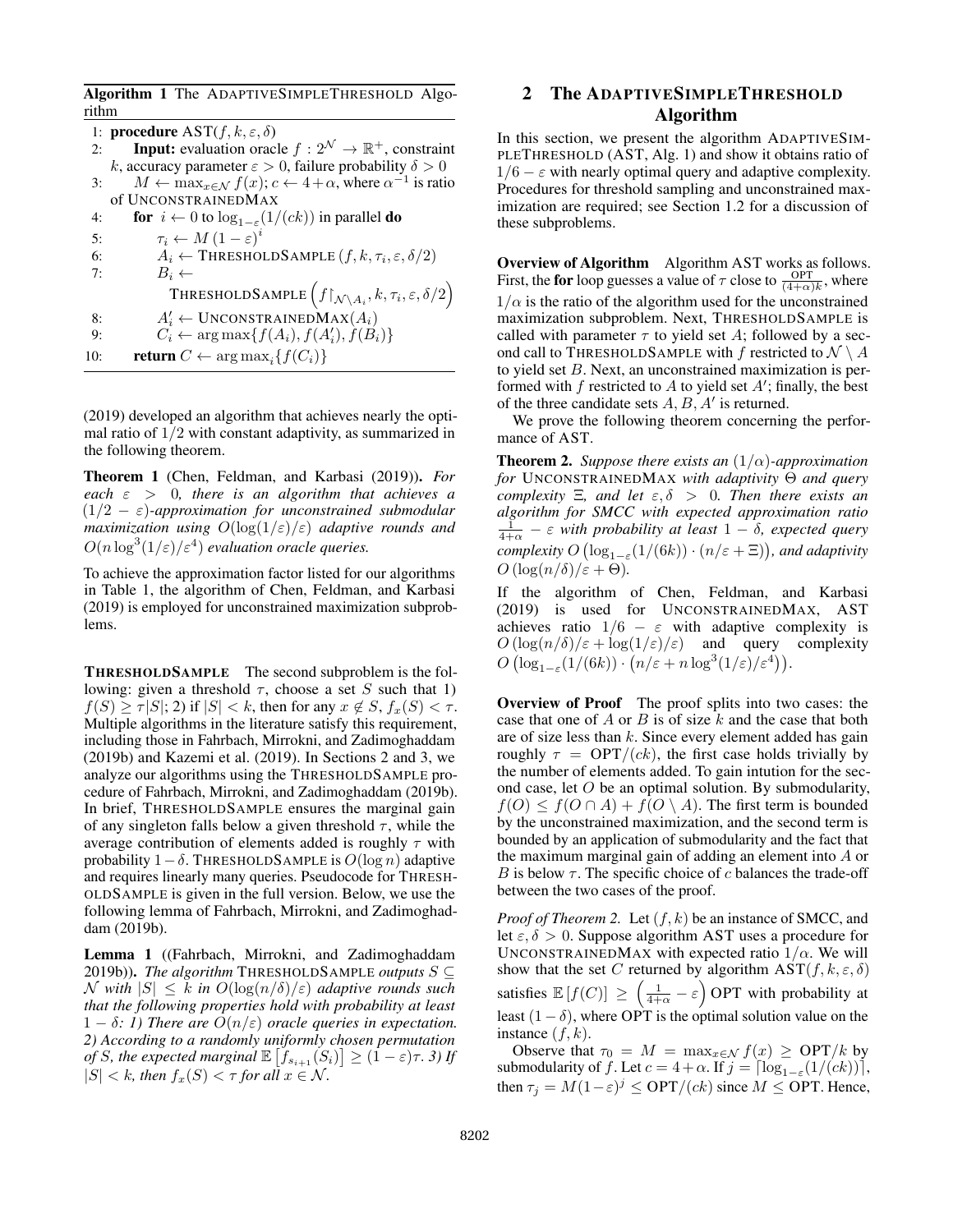**Algorithm 1** The AdaptiveSimpleThreshold Algorithm

```
1: procedure AST(f, k, ε, δ)
2:     Input: evaluation oracle f : 2^N → R^+, constraint
       k, accuracy parameter ε > 0, failure probability δ > 0
3:     M ← max_{x∈N} f(x); c ← 4 + α, where α^{-1} is ratio
       of UnconstrainedMax
4:     for i ← 0 to log_{1-ε}(1/(ck)) in parallel do
5:         τ_i ← M (1 − ε)^i
6:         A_i ← ThresholdSample (f, k, τ_i, ε, δ/2)
7:         B_i ←
               ThresholdSample (f↾_{N\A_i}, k, τ_i, ε, δ/2)
8:         A'_i ← UnconstrainedMax(A_i)
9:         C_i ← arg max{f(A_i), f(A'_i), f(B_i)}
10:    return C ← arg max_i{f(C_i)}
```

(2019) developed an algorithm that achieves nearly the optimal ratio of $1/2$ with constant adaptivity, as summarized in the following theorem.

**Theorem 1** (Chen, Feldman, and Karbasi (2019)). *For each $\varepsilon > 0$, there is an algorithm that achieves a $(1/2 - \varepsilon)$-approximation for unconstrained submodular maximization using $O(\log(1/\varepsilon)/\varepsilon)$ adaptive rounds and $O(n \log^3(1/\varepsilon)/\varepsilon^4)$ evaluation oracle queries.*

To achieve the approximation factor listed for our algorithms in Table 1, the algorithm of Chen, Feldman, and Karbasi (2019) is employed for unconstrained maximization subproblems.

**ThresholdSample** The second subproblem is the following: given a threshold $\tau$, choose a set $S$ such that 1) $f(S) \geq \tau|S|$; 2) if $|S| < k$, then for any $x \notin S$, $f_x(S) < \tau$. Multiple algorithms in the literature satisfy this requirement, including those in Fahrbach, Mirrokni, and Zadimoghaddam (2019b) and Kazemi et al. (2019). In Sections 2 and 3, we analyze our algorithms using the ThresholdSample procedure of Fahrbach, Mirrokni, and Zadimoghaddam (2019b). In brief, ThresholdSample ensures the marginal gain of any singleton falls below a given threshold $\tau$, while the average contribution of elements added is roughly $\tau$ with probability $1 - \delta$. ThresholdSample is $O(\log n)$ adaptive and requires linearly many queries. Pseudocode for ThresholdSample is given in the full version. Below, we use the following lemma of Fahrbach, Mirrokni, and Zadimoghaddam (2019b).

**Lemma 1** ((Fahrbach, Mirrokni, and Zadimoghaddam 2019b)). *The algorithm* ThresholdSample *outputs $S \subseteq \mathcal{N}$ with $|S| \leq k$ in $O(\log(n/\delta)/\varepsilon)$ adaptive rounds such that the following properties hold with probability at least $1 - \delta$: 1) There are $O(n/\varepsilon)$ oracle queries in expectation. 2) According to a randomly uniformly chosen permutation of $S$, the expected marginal $\mathbb{E}\left[f_{s_{i+1}}(S_i)\right] \geq (1 - \varepsilon)\tau$. 3) If $|S| < k$, then $f_x(S) < \tau$ for all $x \in \mathcal{N}$.*

## 2 The AdaptiveSimpleThreshold Algorithm

In this section, we present the algorithm AdaptiveSimpleThreshold (AST, Alg. 1) and show it obtains ratio of $1/6 - \varepsilon$ with nearly optimal query and adaptive complexity. Procedures for threshold sampling and unconstrained maximization are required; see Section 1.2 for a discussion of these subproblems.

**Overview of Algorithm** Algorithm AST works as follows. First, the **for** loop guesses a value of $\tau$ close to $\frac{\text{OPT}}{(4+\alpha)k}$, where $1/\alpha$ is the ratio of the algorithm used for the unconstrained maximization subproblem. Next, ThresholdSample is called with parameter $\tau$ to yield set $A$; followed by a second call to ThresholdSample with $f$ restricted to $\mathcal{N} \setminus A$ to yield set $B$. Next, an unconstrained maximization is performed with $f$ restricted to $A$ to yield set $A'$; finally, the best of the three candidate sets $A, B, A'$ is returned.

We prove the following theorem concerning the performance of AST.

**Theorem 2.** *Suppose there exists an $(1/\alpha)$-approximation for* UnconstrainedMax *with adaptivity $\Theta$ and query complexity $\Xi$, and let $\varepsilon, \delta > 0$. Then there exists an algorithm for SMCC with expected approximation ratio $\frac{1}{4+\alpha} - \varepsilon$ with probability at least $1 - \delta$, expected query complexity $O\left(\log_{1-\varepsilon}(1/(6k)) \cdot (n/\varepsilon + \Xi)\right)$, and adaptivity $O\left(\log(n/\delta)/\varepsilon + \Theta\right)$.*

If the algorithm of Chen, Feldman, and Karbasi (2019) is used for UnconstrainedMax, AST achieves ratio $1/6 - \varepsilon$ with adaptive complexity is $O\left(\log(n/\delta)/\varepsilon + \log(1/\varepsilon)/\varepsilon\right)$ and query complexity $O\left(\log_{1-\varepsilon}(1/(6k)) \cdot \left(n/\varepsilon + n\log^3(1/\varepsilon)/\varepsilon^4\right)\right)$.

**Overview of Proof** The proof splits into two cases: the case that one of $A$ or $B$ is of size $k$ and the case that both are of size less than $k$. Since every element added has gain roughly $\tau = \text{OPT}/(ck)$, the first case holds trivially by the number of elements added. To gain intution for the second case, let $O$ be an optimal solution. By submodularity, $f(O) \leq f(O \cap A) + f(O \setminus A)$. The first term is bounded by the unconstrained maximization, and the second term is bounded by an application of submodularity and the fact that the maximum marginal gain of adding an element into $A$ or $B$ is below $\tau$. The specific choice of $c$ balances the trade-off between the two cases of the proof.

*Proof of Theorem 2.* Let $(f, k)$ be an instance of SMCC, and let $\varepsilon, \delta > 0$. Suppose algorithm AST uses a procedure for UnconstrainedMax with expected ratio $1/\alpha$. We will show that the set $C$ returned by algorithm $\text{AST}(f, k, \varepsilon, \delta)$ satisfies $\mathbb{E}\left[f(C)\right] \geq \left(\frac{1}{4+\alpha} - \varepsilon\right) \text{OPT}$ with probability at least $(1 - \delta)$, where OPT is the optimal solution value on the instance $(f, k)$.

Observe that $\tau_0 = M = \max_{x \in \mathcal{N}} f(x) \geq \text{OPT}/k$ by submodularity of $f$. Let $c = 4 + \alpha$. If $j = \lceil \log_{1-\varepsilon}(1/(ck)) \rceil$, then $\tau_j = M(1-\varepsilon)^j \leq \text{OPT}/(ck)$ since $M \leq \text{OPT}$. Hence,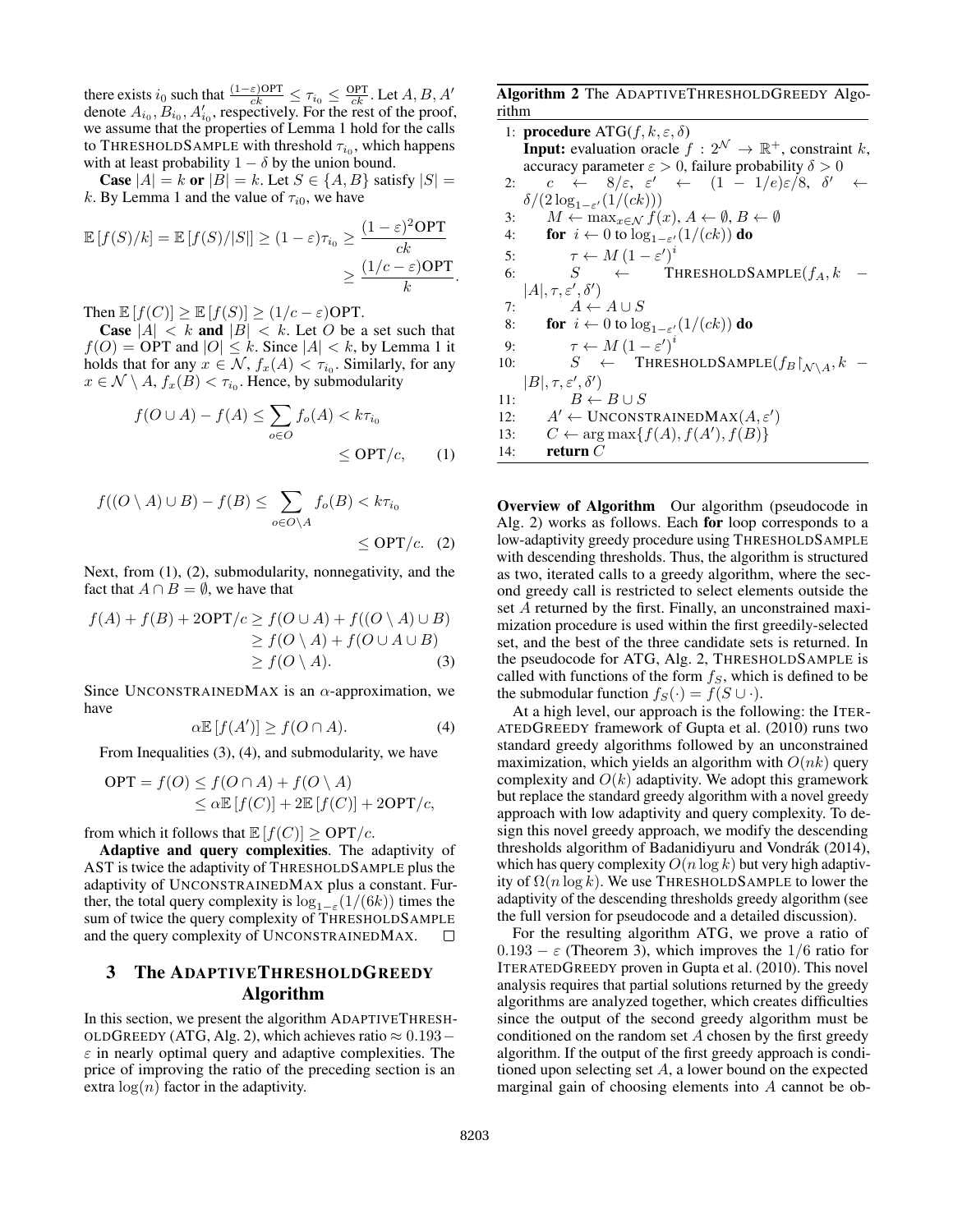there exists $i_0$ such that $\frac{(1-\varepsilon)\text{OPT}}{ck} \leq \tau_{i_0} \leq \frac{\text{OPT}}{ck}$. Let $A, B, A'$ denote $A_{i_0}, B_{i_0}, A'_{i_0}$, respectively. For the rest of the proof, we assume that the properties of Lemma 1 hold for the calls to ThresholdSample with threshold $\tau_{i_0}$, which happens with at least probability $1-\delta$ by the union bound.

**Case** $|A| = k$ **or** $|B| = k$. Let $S \in \{A, B\}$ satisfy $|S| = k$. By Lemma 1 and the value of $\tau_{i0}$, we have

$$\mathbb{E}\left[f(S)/k\right] = \mathbb{E}\left[f(S)/|S|\right] \geq (1-\varepsilon)\tau_{i_0} \geq \frac{(1-\varepsilon)^2\text{OPT}}{ck} \geq \frac{(1/c-\varepsilon)\text{OPT}}{k}.$$

Then $\mathbb{E}\left[f(C)\right] \geq \mathbb{E}\left[f(S)\right] \geq (1/c-\varepsilon)\text{OPT}$.

**Case** $|A| < k$ **and** $|B| < k$. Let $O$ be a set such that $f(O) = \text{OPT}$ and $|O| \leq k$. Since $|A| < k$, by Lemma 1 it holds that for any $x \in \mathcal{N}$, $f_x(A) < \tau_{i_0}$. Similarly, for any $x \in \mathcal{N} \setminus A$, $f_x(B) < \tau_{i_0}$. Hence, by submodularity

$$f(O \cup A) - f(A) \leq \sum_{o \in O} f_o(A) < k\tau_{i_0} \leq \text{OPT}/c, \quad (1)$$

$$f((O \setminus A) \cup B) - f(B) \leq \sum_{o \in O \setminus A} f_o(B) < k\tau_{i_0} \leq \text{OPT}/c. \quad (2)$$

Next, from (1), (2), submodularity, nonnegativity, and the fact that $A \cap B = \emptyset$, we have that

$$\begin{aligned} f(A) + f(B) + 2\text{OPT}/c &\geq f(O \cup A) + f((O \setminus A) \cup B) \\ &\geq f(O \setminus A) + f(O \cup A \cup B) \\ &\geq f(O \setminus A). \end{aligned} \quad (3)$$

Since UnconstrainedMax is an $\alpha$-approximation, we have

$$\alpha\mathbb{E}\left[f(A')\right] \geq f(O \cap A). \quad (4)$$

From Inequalities (3), (4), and submodularity, we have

$$\begin{aligned} \text{OPT} = f(O) &\leq f(O \cap A) + f(O \setminus A) \\ &\leq \alpha\mathbb{E}\left[f(C)\right] + 2\mathbb{E}\left[f(C)\right] + 2\text{OPT}/c, \end{aligned}$$

from which it follows that $\mathbb{E}\left[f(C)\right] \geq \text{OPT}/c$.

**Adaptive and query complexities**. The adaptivity of AST is twice the adaptivity of ThresholdSample plus the adaptivity of UnconstrainedMax plus a constant. Further, the total query complexity is $\log_{1-\varepsilon}(1/(6k))$ times the sum of twice the query complexity of ThresholdSample and the query complexity of UnconstrainedMax. ☐

## 3 The AdaptiveThresholdGreedy Algorithm

In this section, we present the algorithm AdaptiveThresholdGreedy (ATG, Alg. 2), which achieves ratio $\approx 0.193 - \varepsilon$ in nearly optimal query and adaptive complexities. The price of improving the ratio of the preceding section is an extra $\log(n)$ factor in the adaptivity.

**Algorithm 2** The AdaptiveThresholdGreedy Algorithm

```
1:  procedure ATG(f, k, ε, δ)
    Input: evaluation oracle f : 2^N → R+, constraint k,
    accuracy parameter ε > 0, failure probability δ > 0
2:    c ← 8/ε,  ε' ← (1 − 1/e)ε/8,  δ' ← δ/(2 log_{1−ε'}(1/(ck)))
3:    M ← max_{x∈N} f(x), A ← ∅, B ← ∅
4:    for i ← 0 to log_{1−ε'}(1/(ck)) do
5:      τ ← M (1 − ε')^i
6:      S ← ThresholdSample(f_A, k − |A|, τ, ε', δ')
7:      A ← A ∪ S
8:    for i ← 0 to log_{1−ε'}(1/(ck)) do
9:      τ ← M (1 − ε')^i
10:     S ← ThresholdSample(f_B↾_{N\A}, k − |B|, τ, ε', δ')
11:     B ← B ∪ S
12:   A' ← UnconstrainedMax(A, ε')
13:   C ← arg max{f(A), f(A'), f(B)}
14:   return C
```

**Overview of Algorithm** Our algorithm (pseudocode in Alg. 2) works as follows. Each **for** loop corresponds to a low-adaptivity greedy procedure using ThresholdSample with descending thresholds. Thus, the algorithm is structured as two, iterated calls to a greedy algorithm, where the second greedy call is restricted to select elements outside the set $A$ returned by the first. Finally, an unconstrained maximization procedure is used within the first greedily-selected set, and the best of the three candidate sets is returned. In the pseudocode for ATG, Alg. 2, ThresholdSample is called with functions of the form $f_S$, which is defined to be the submodular function $f_S(\cdot) = f(S \cup \cdot)$.

At a high level, our approach is the following: the IteratedGreedy framework of Gupta et al. (2010) runs two standard greedy algorithms followed by an unconstrained maximization, which yields an algorithm with $O(nk)$ query complexity and $O(k)$ adaptivity. We adopt this gramework but replace the standard greedy algorithm with a novel greedy approach with low adaptivity and query complexity. To design this novel greedy approach, we modify the descending thresholds algorithm of Badanidiyuru and Vondrák (2014), which has query complexity $O(n \log k)$ but very high adaptivity of $\Omega(n \log k)$. We use ThresholdSample to lower the adaptivity of the descending thresholds greedy algorithm (see the full version for pseudocode and a detailed discussion).

For the resulting algorithm ATG, we prove a ratio of $0.193 - \varepsilon$ (Theorem 3), which improves the $1/6$ ratio for IteratedGreedy proven in Gupta et al. (2010). This novel analysis requires that partial solutions returned by the greedy algorithms are analyzed together, which creates difficulties since the output of the second greedy algorithm must be conditioned on the random set $A$ chosen by the first greedy algorithm. If the output of the first greedy approach is conditioned upon selecting set $A$, a lower bound on the expected marginal gain of choosing elements into $A$ cannot be ob-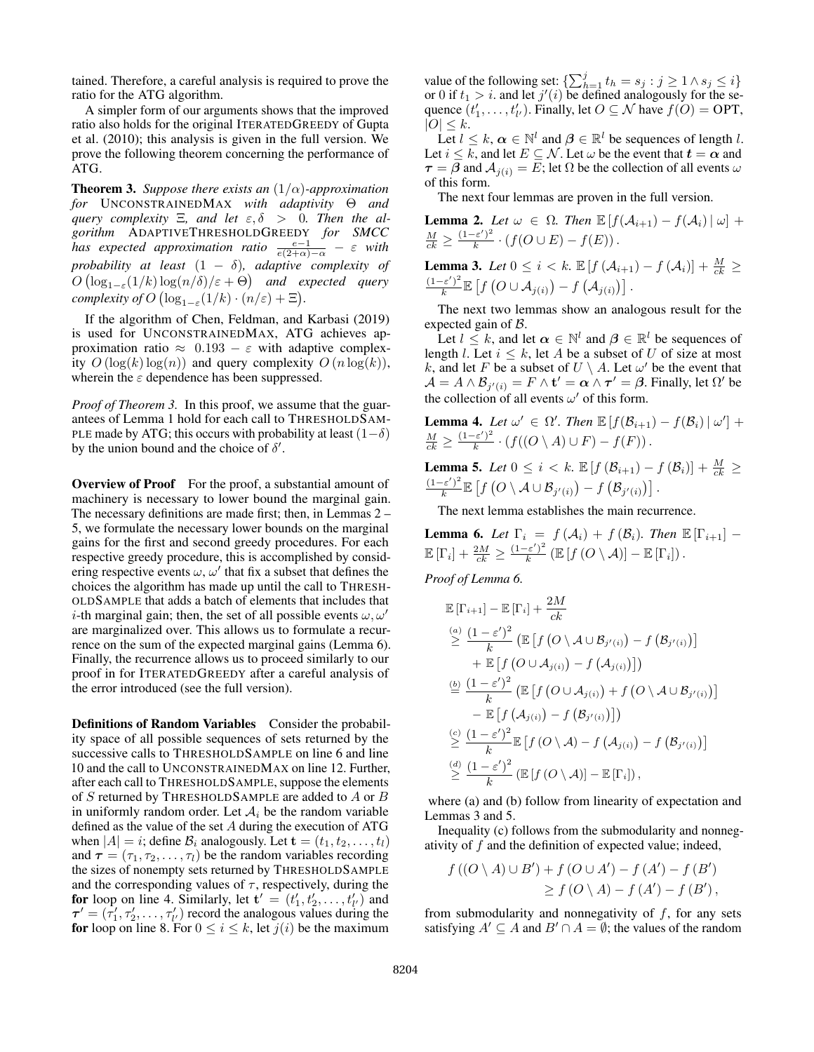tained. Therefore, a careful analysis is required to prove the ratio for the ATG algorithm.

A simpler form of our arguments shows that the improved ratio also holds for the original ITERATEDGREEDY of Gupta et al. (2010); this analysis is given in the full version. We prove the following theorem concerning the performance of ATG.

**Theorem 3.** *Suppose there exists an $(1/\alpha)$-approximation for* UNCONSTRAINEDMAX *with adaptivity $\Theta$ and query complexity $\Xi$, and let $\varepsilon, \delta > 0$. Then the algorithm* ADAPTIVETHRESHOLDGREEDY *for SMCC has expected approximation ratio $\frac{e-1}{e(2+\alpha)-\alpha} - \varepsilon$ with probability at least $(1-\delta)$, adaptive complexity of $O\left(\log_{1-\varepsilon}(1/k)\log(n/\delta)/\varepsilon + \Theta\right)$ and expected query complexity of $O\left(\log_{1-\varepsilon}(1/k)\cdot(n/\varepsilon) + \Xi\right)$.*

If the algorithm of Chen, Feldman, and Karbasi (2019) is used for UNCONSTRAINEDMAX, ATG achieves approximation ratio $\approx 0.193 - \varepsilon$ with adaptive complexity $O(\log(k)\log(n))$ and query complexity $O(n\log(k))$, wherein the $\varepsilon$ dependence has been suppressed.

*Proof of Theorem 3.* In this proof, we assume that the guarantees of Lemma 1 hold for each call to THRESHOLDSAMPLE made by ATG; this occurs with probability at least $(1-\delta)$ by the union bound and the choice of $\delta'$.

**Overview of Proof** For the proof, a substantial amount of machinery is necessary to lower bound the marginal gain. The necessary definitions are made first; then, in Lemmas 2 – 5, we formulate the necessary lower bounds on the marginal gains for the first and second greedy procedures. For each respective greedy procedure, this is accomplished by considering respective events $\omega, \omega'$ that fix a subset that defines the choices the algorithm has made up until the call to THRESHOLDSAMPLE that adds a batch of elements that includes that $i$-th marginal gain; then, the set of all possible events $\omega, \omega'$ are marginalized over. This allows us to formulate a recurrence on the sum of the expected marginal gains (Lemma 6). Finally, the recurrence allows us to proceed similarly to our proof in for ITERATEDGREEDY after a careful analysis of the error introduced (see the full version).

**Definitions of Random Variables** Consider the probability space of all possible sequences of sets returned by the successive calls to THRESHOLDSAMPLE on line 6 and line 10 and the call to UNCONSTRAINEDMAX on line 12. Further, after each call to THRESHOLDSAMPLE, suppose the elements of $S$ returned by THRESHOLDSAMPLE are added to $A$ or $B$ in uniformly random order. Let $\mathcal{A}_i$ be the random variable defined as the value of the set $A$ during the execution of ATG when $|A| = i$; define $\mathcal{B}_i$ analogously. Let $\mathbf{t} = (t_1, t_2, \dots, t_l)$ and $\boldsymbol{\tau} = (\tau_1, \tau_2, \dots, \tau_l)$ be the random variables recording the sizes of nonempty sets returned by THRESHOLDSAMPLE and the corresponding values of $\tau$, respectively, during the **for** loop on line 4. Similarly, let $\mathbf{t}' = (t'_1, t'_2, \dots, t'_{l'})$ and $\boldsymbol{\tau}' = (\tau'_1, \tau'_2, \dots, \tau'_{l'})$ record the analogous values during the **for** loop on line 8. For $0 \le i \le k$, let $j(i)$ be the maximum value of the following set: $\{\sum_{h=1}^{j} t_h = s_j : j \ge 1 \wedge s_j \le i\}$ or 0 if $t_1 > i$. and let $j'(i)$ be defined analogously for the sequence $(t'_1, \dots, t'_{l'})$. Finally, let $O \subseteq \mathcal{N}$ have $f(O) = \text{OPT}$, $|O| \le k$.

Let $l \le k$, $\boldsymbol{\alpha} \in \mathbb{N}^l$ and $\boldsymbol{\beta} \in \mathbb{R}^l$ be sequences of length $l$. Let $i \le k$, and let $E \subseteq \mathcal{N}$. Let $\omega$ be the event that $\boldsymbol{t} = \boldsymbol{\alpha}$ and $\boldsymbol{\tau} = \boldsymbol{\beta}$ and $\mathcal{A}_{j(i)} = E$; let $\Omega$ be the collection of all events $\omega$ of this form.

The next four lemmas are proven in the full version.

**Lemma 2.** *Let $\omega \in \Omega$. Then $\mathbb{E}\left[f(\mathcal{A}_{i+1}) - f(\mathcal{A}_i) \mid \omega\right] + \frac{M}{ck} \ge \frac{(1-\varepsilon')^2}{k}\cdot\left(f(O \cup E) - f(E)\right)$.*

**Lemma 3.** *Let $0 \le i < k$. $\mathbb{E}\left[f\left(\mathcal{A}_{i+1}\right) - f\left(\mathcal{A}_i\right)\right] + \frac{M}{ck} \ge \frac{(1-\varepsilon')^2}{k}\mathbb{E}\left[f\left(O \cup \mathcal{A}_{j(i)}\right) - f\left(\mathcal{A}_{j(i)}\right)\right]$.*

The next two lemmas show an analogous result for the expected gain of $\mathcal{B}$.

Let $l \le k$, and let $\boldsymbol{\alpha} \in \mathbb{N}^l$ and $\boldsymbol{\beta} \in \mathbb{R}^l$ be sequences of length $l$. Let $i \le k$, let $A$ be a subset of $U$ of size at most $k$, and let $F$ be a subset of $U \setminus A$. Let $\omega'$ be the event that $\mathcal{A} = A \wedge \mathcal{B}_{j'(i)} = F \wedge \mathbf{t}' = \boldsymbol{\alpha} \wedge \boldsymbol{\tau}' = \boldsymbol{\beta}$. Finally, let $\Omega'$ be the collection of all events $\omega'$ of this form.

**Lemma 4.** *Let $\omega' \in \Omega'$. Then $\mathbb{E}\left[f(\mathcal{B}_{i+1}) - f(\mathcal{B}_i) \mid \omega'\right] + \frac{M}{ck} \ge \frac{(1-\varepsilon')^2}{k}\cdot\left(f((O \setminus A) \cup F) - f(F)\right)$.*

**Lemma 5.** *Let $0 \le i < k$. $\mathbb{E}\left[f\left(\mathcal{B}_{i+1}\right) - f\left(\mathcal{B}_i\right)\right] + \frac{M}{ck} \ge \frac{(1-\varepsilon')^2}{k}\mathbb{E}\left[f\left(O \setminus \mathcal{A} \cup \mathcal{B}_{j'(i)}\right) - f\left(\mathcal{B}_{j'(i)}\right)\right]$.*

The next lemma establishes the main recurrence.

**Lemma 6.** *Let $\Gamma_i = f\left(\mathcal{A}_i\right) + f\left(\mathcal{B}_i\right)$. Then $\mathbb{E}\left[\Gamma_{i+1}\right] - \mathbb{E}\left[\Gamma_i\right] + \frac{2M}{ck} \ge \frac{(1-\varepsilon')^2}{k}\left(\mathbb{E}\left[f\left(O \setminus \mathcal{A}\right)\right] - \mathbb{E}\left[\Gamma_i\right]\right)$.*

*Proof of Lemma 6.*

$$
\begin{aligned}
&\mathbb{E}\left[\Gamma_{i+1}\right] - \mathbb{E}\left[\Gamma_i\right] + \frac{2M}{ck} \\
&\overset{(a)}{\ge} \frac{(1-\varepsilon')^2}{k}\left(\mathbb{E}\left[f\left(O \setminus \mathcal{A} \cup \mathcal{B}_{j'(i)}\right) - f\left(\mathcal{B}_{j'(i)}\right)\right]\right. \\
&\qquad \left. + \mathbb{E}\left[f\left(O \cup \mathcal{A}_{j(i)}\right) - f\left(\mathcal{A}_{j(i)}\right)\right]\right) \\
&\overset{(b)}{=} \frac{(1-\varepsilon')^2}{k}\left(\mathbb{E}\left[f\left(O \cup \mathcal{A}_{j(i)}\right) + f\left(O \setminus \mathcal{A} \cup \mathcal{B}_{j'(i)}\right)\right]\right. \\
&\qquad \left. - \mathbb{E}\left[f\left(\mathcal{A}_{j(i)}\right) - f\left(\mathcal{B}_{j'(i)}\right)\right]\right) \\
&\overset{(c)}{\ge} \frac{(1-\varepsilon')^2}{k}\mathbb{E}\left[f\left(O \setminus \mathcal{A}\right) - f\left(\mathcal{A}_{j(i)}\right) - f\left(\mathcal{B}_{j'(i)}\right)\right] \\
&\overset{(d)}{\ge} \frac{(1-\varepsilon')^2}{k}\left(\mathbb{E}\left[f\left(O \setminus \mathcal{A}\right)\right] - \mathbb{E}\left[\Gamma_i\right]\right),
\end{aligned}
$$

where (a) and (b) follow from linearity of expectation and Lemmas 3 and 5.

Inequality (c) follows from the submodularity and nonnegativity of $f$ and the definition of expected value; indeed,

$$
\begin{aligned}
f\left((O \setminus A) \cup B'\right) + f\left(O \cup A'\right) - f\left(A'\right) - f\left(B'\right) \\
\ge f\left(O \setminus A\right) - f\left(A'\right) - f\left(B'\right),
\end{aligned}
$$

from submodularity and nonnegativity of $f$, for any sets satisfying $A' \subseteq A$ and $B' \cap A = \emptyset$; the values of the random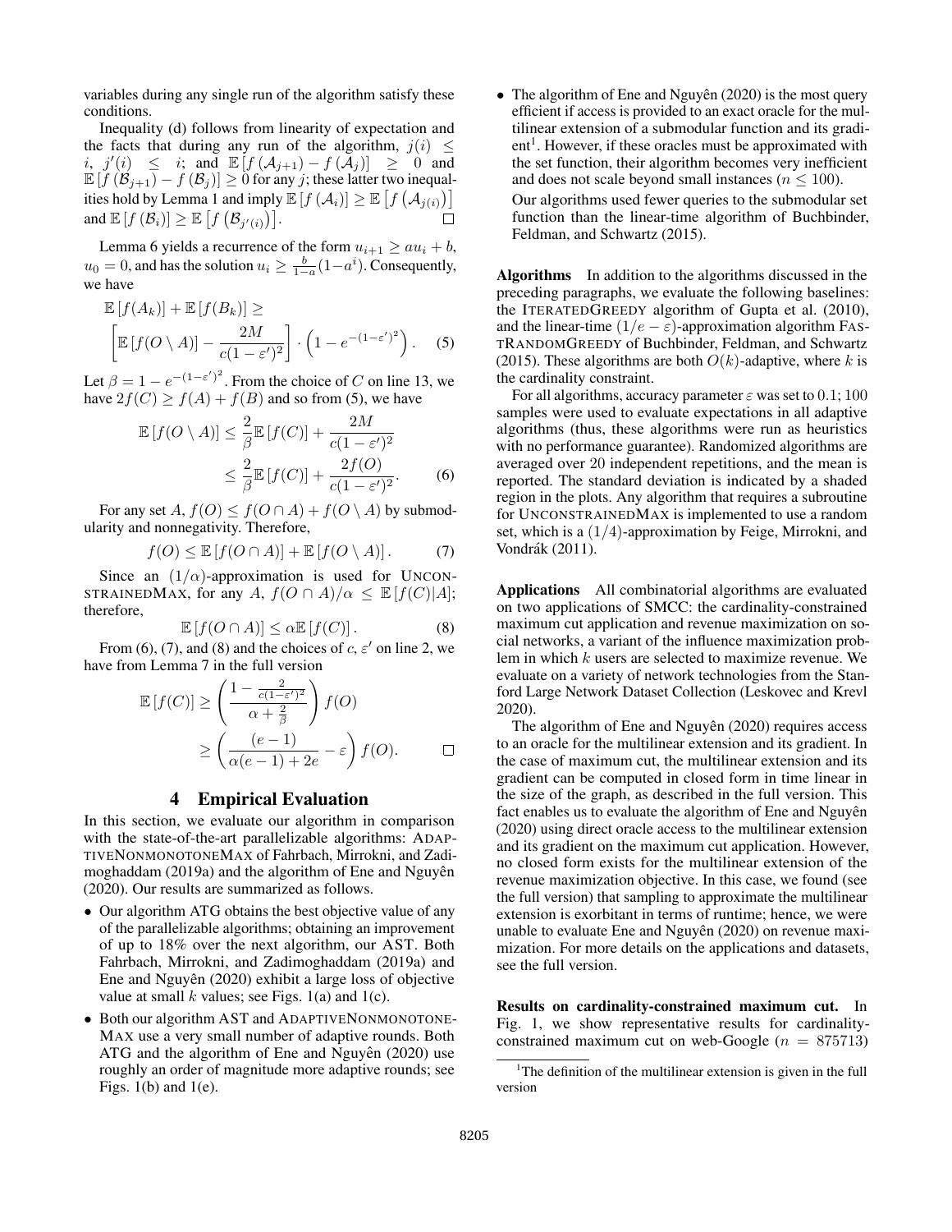variables during any single run of the algorithm satisfy these conditions.

Inequality (d) follows from linearity of expectation and the facts that during any run of the algorithm, $j(i) \leq i$, $j'(i) \leq i$; and $\mathbb{E}[f(\mathcal{A}_{j+1}) - f(\mathcal{A}_j)] \geq 0$ and $\mathbb{E}[f(\mathcal{B}_{j+1}) - f(\mathcal{B}_j)] \geq 0$ for any $j$; these latter two inequalities hold by Lemma 1 and imply $\mathbb{E}[f(\mathcal{A}_i)] \geq \mathbb{E}[f(\mathcal{A}_{j(i)})]$ and $\mathbb{E}[f(\mathcal{B}_i)] \geq \mathbb{E}[f(\mathcal{B}_{j'(i)})]$. □

Lemma 6 yields a recurrence of the form $u_{i+1} \geq au_i + b$, $u_0 = 0$, and has the solution $u_i \geq \frac{b}{1-a}(1-a^i)$. Consequently, we have

$$\mathbb{E}[f(A_k)] + \mathbb{E}[f(B_k)] \geq \left[\mathbb{E}[f(O \setminus A)] - \frac{2M}{c(1-\varepsilon')^2}\right] \cdot \left(1 - e^{-(1-\varepsilon')^2}\right). \quad (5)$$

Let $\beta = 1 - e^{-(1-\varepsilon')^2}$. From the choice of $C$ on line 13, we have $2f(C) \geq f(A) + f(B)$ and so from (5), we have

$$\begin{aligned}\mathbb{E}[f(O \setminus A)] &\leq \frac{2}{\beta}\mathbb{E}[f(C)] + \frac{2M}{c(1-\varepsilon')^2} \\ &\leq \frac{2}{\beta}\mathbb{E}[f(C)] + \frac{2f(O)}{c(1-\varepsilon')^2}. \quad (6)\end{aligned}$$

For any set $A$, $f(O) \leq f(O \cap A) + f(O \setminus A)$ by submodularity and nonnegativity. Therefore,

$$f(O) \leq \mathbb{E}[f(O \cap A)] + \mathbb{E}[f(O \setminus A)]. \quad (7)$$

Since an $(1/\alpha)$-approximation is used for UNCONSTRAINEDMAX, for any $A$, $f(O \cap A)/\alpha \leq \mathbb{E}[f(C)|A]$; therefore,

$$\mathbb{E}[f(O \cap A)] \leq \alpha\mathbb{E}[f(C)]. \quad (8)$$

From (6), (7), and (8) and the choices of $c, \varepsilon'$ on line 2, we have from Lemma 7 in the full version

$$\begin{aligned}\mathbb{E}[f(C)] &\geq \left(\frac{1 - \frac{2}{c(1-\varepsilon')^2}}{\alpha + \frac{2}{\beta}}\right) f(O) \\ &\geq \left(\frac{(e-1)}{\alpha(e-1) + 2e} - \varepsilon\right) f(O).\end{aligned}$$

□

# 4 Empirical Evaluation

In this section, we evaluate our algorithm in comparison with the state-of-the-art parallelizable algorithms: ADAPTIVENONMONOTONEMAX of Fahrbach, Mirrokni, and Zadimoghaddam (2019a) and the algorithm of Ene and Nguyên (2020). Our results are summarized as follows.

- Our algorithm ATG obtains the best objective value of any of the parallelizable algorithms; obtaining an improvement of up to 18% over the next algorithm, our AST. Both Fahrbach, Mirrokni, and Zadimoghaddam (2019a) and Ene and Nguyên (2020) exhibit a large loss of objective value at small $k$ values; see Figs. 1(a) and 1(c).
- Both our algorithm AST and ADAPTIVENONMONOTONEMAX use a very small number of adaptive rounds. Both ATG and the algorithm of Ene and Nguyên (2020) use roughly an order of magnitude more adaptive rounds; see Figs. 1(b) and 1(e).
- The algorithm of Ene and Nguyên (2020) is the most query efficient if access is provided to an exact oracle for the multilinear extension of a submodular function and its gradient[1]. However, if these oracles must be approximated with the set function, their algorithm becomes very inefficient and does not scale beyond small instances ($n \leq 100$).

  Our algorithms used fewer queries to the submodular set function than the linear-time algorithm of Buchbinder, Feldman, and Schwartz (2015).

**Algorithms** In addition to the algorithms discussed in the preceding paragraphs, we evaluate the following baselines: the ITERATEDGREEDY algorithm of Gupta et al. (2010), and the linear-time $(1/e - \varepsilon)$-approximation algorithm FASTRANDOMGREEDY of Buchbinder, Feldman, and Schwartz (2015). These algorithms are both $O(k)$-adaptive, where $k$ is the cardinality constraint.

For all algorithms, accuracy parameter $\varepsilon$ was set to $0.1$; $100$ samples were used to evaluate expectations in all adaptive algorithms (thus, these algorithms were run as heuristics with no performance guarantee). Randomized algorithms are averaged over $20$ independent repetitions, and the mean is reported. The standard deviation is indicated by a shaded region in the plots. Any algorithm that requires a subroutine for UNCONSTRAINEDMAX is implemented to use a random set, which is a $(1/4)$-approximation by Feige, Mirrokni, and Vondrák (2011).

**Applications** All combinatorial algorithms are evaluated on two applications of SMCC: the cardinality-constrained maximum cut application and revenue maximization on social networks, a variant of the influence maximization problem in which $k$ users are selected to maximize revenue. We evaluate on a variety of network technologies from the Stanford Large Network Dataset Collection (Leskovec and Krevl 2020).

The algorithm of Ene and Nguyên (2020) requires access to an oracle for the multilinear extension and its gradient. In the case of maximum cut, the multilinear extension and its gradient can be computed in closed form in time linear in the size of the graph, as described in the full version. This fact enables us to evaluate the algorithm of Ene and Nguyên (2020) using direct oracle access to the multilinear extension and its gradient on the maximum cut application. However, no closed form exists for the multilinear extension of the revenue maximization objective. In this case, we found (see the full version) that sampling to approximate the multilinear extension is exorbitant in terms of runtime; hence, we were unable to evaluate Ene and Nguyên (2020) on revenue maximization. For more details on the applications and datasets, see the full version.

**Results on cardinality-constrained maximum cut.** In Fig. 1, we show representative results for cardinality-constrained maximum cut on web-Google ($n = 875713$)

[1] The definition of the multilinear extension is given in the full version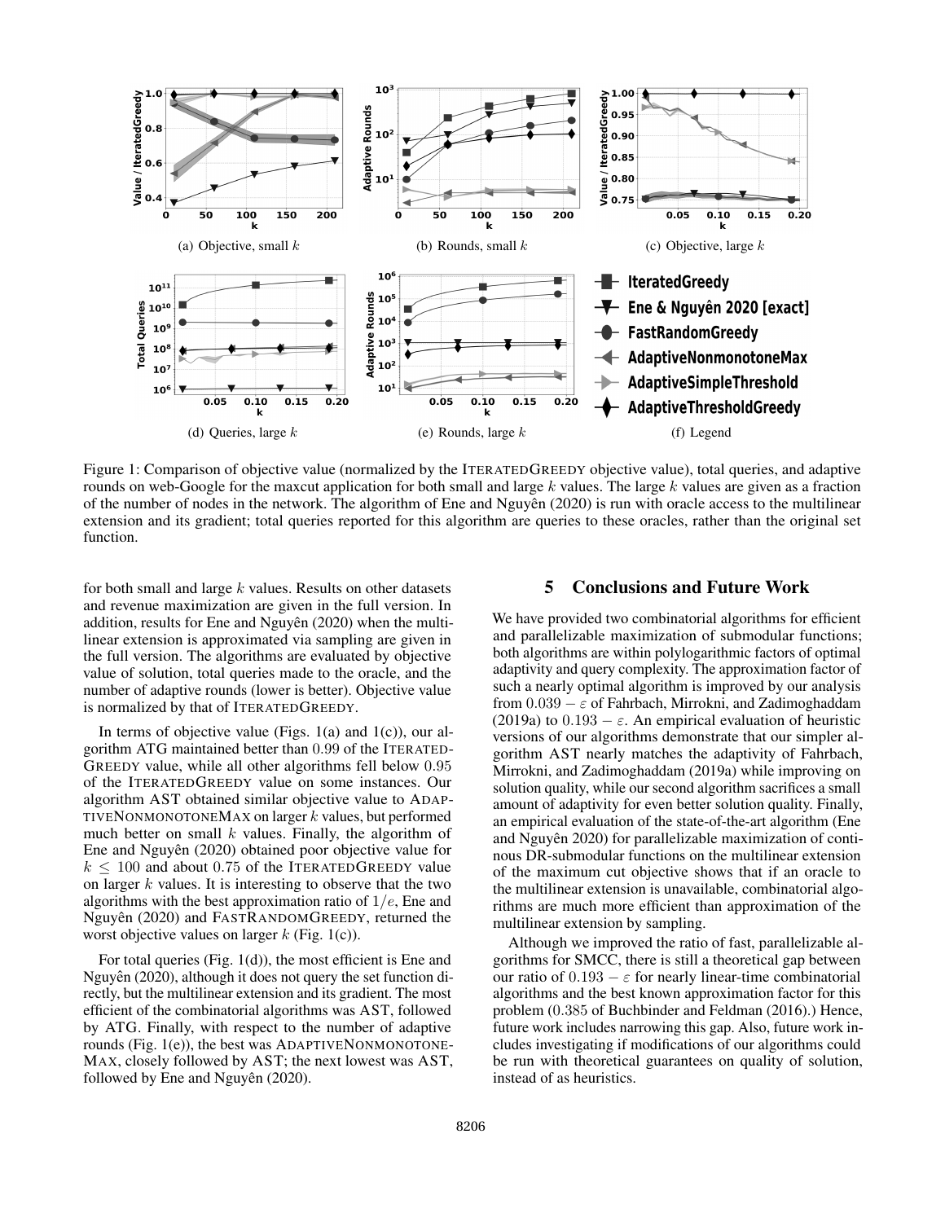Figure 1: Comparison of objective value (normalized by the IteratedGreedy objective value), total queries, and adaptive rounds on web-Google for the maxcut application for both small and large $k$ values. The large $k$ values are given as a fraction of the number of nodes in the network. The algorithm of Ene and Nguyên (2020) is run with oracle access to the multilinear extension and its gradient; total queries reported for this algorithm are queries to these oracles, rather than the original set function.

for both small and large $k$ values. Results on other datasets and revenue maximization are given in the full version. In addition, results for Ene and Nguyên (2020) when the multilinear extension is approximated via sampling are given in the full version. The algorithms are evaluated by objective value of solution, total queries made to the oracle, and the number of adaptive rounds (lower is better). Objective value is normalized by that of IteratedGreedy.

In terms of objective value (Figs. 1(a) and 1(c)), our algorithm ATG maintained better than $0.99$ of the IteratedGreedy value, while all other algorithms fell below $0.95$ of the IteratedGreedy value on some instances. Our algorithm AST obtained similar objective value to AdaptiveNonmonotoneMax on larger $k$ values, but performed much better on small $k$ values. Finally, the algorithm of Ene and Nguyên (2020) obtained poor objective value for $k \leq 100$ and about $0.75$ of the IteratedGreedy value on larger $k$ values. It is interesting to observe that the two algorithms with the best approximation ratio of $1/e$, Ene and Nguyên (2020) and FastRandomGreedy, returned the worst objective values on larger $k$ (Fig. 1(c)).

For total queries (Fig. 1(d)), the most efficient is Ene and Nguyên (2020), although it does not query the set function directly, but the multilinear extension and its gradient. The most efficient of the combinatorial algorithms was AST, followed by ATG. Finally, with respect to the number of adaptive rounds (Fig. 1(e)), the best was AdaptiveNonmonotoneMax, closely followed by AST; the next lowest was AST, followed by Ene and Nguyên (2020).

# 5 Conclusions and Future Work

We have provided two combinatorial algorithms for efficient and parallelizable maximization of submodular functions; both algorithms are within polylogarithmic factors of optimal adaptivity and query complexity. The approximation factor of such a nearly optimal algorithm is improved by our analysis from $0.039 - \varepsilon$ of Fahrbach, Mirrokni, and Zadimoghaddam (2019a) to $0.193 - \varepsilon$. An empirical evaluation of heuristic versions of our algorithms demonstrate that our simpler algorithm AST nearly matches the adaptivity of Fahrbach, Mirrokni, and Zadimoghaddam (2019a) while improving on solution quality, while our second algorithm sacrifices a small amount of adaptivity for even better solution quality. Finally, an empirical evaluation of the state-of-the-art algorithm (Ene and Nguyên 2020) for parallelizable maximization of continous DR-submodular functions on the multilinear extension of the maximum cut objective shows that if an oracle to the multilinear extension is unavailable, combinatorial algorithms are much more efficient than approximation of the multilinear extension by sampling.

Although we improved the ratio of fast, parallelizable algorithms for SMCC, there is still a theoretical gap between our ratio of $0.193 - \varepsilon$ for nearly linear-time combinatorial algorithms and the best known approximation factor for this problem ($0.385$ of Buchbinder and Feldman (2016).) Hence, future work includes narrowing this gap. Also, future work includes investigating if modifications of our algorithms could be run with theoretical guarantees on quality of solution, instead of as heuristics.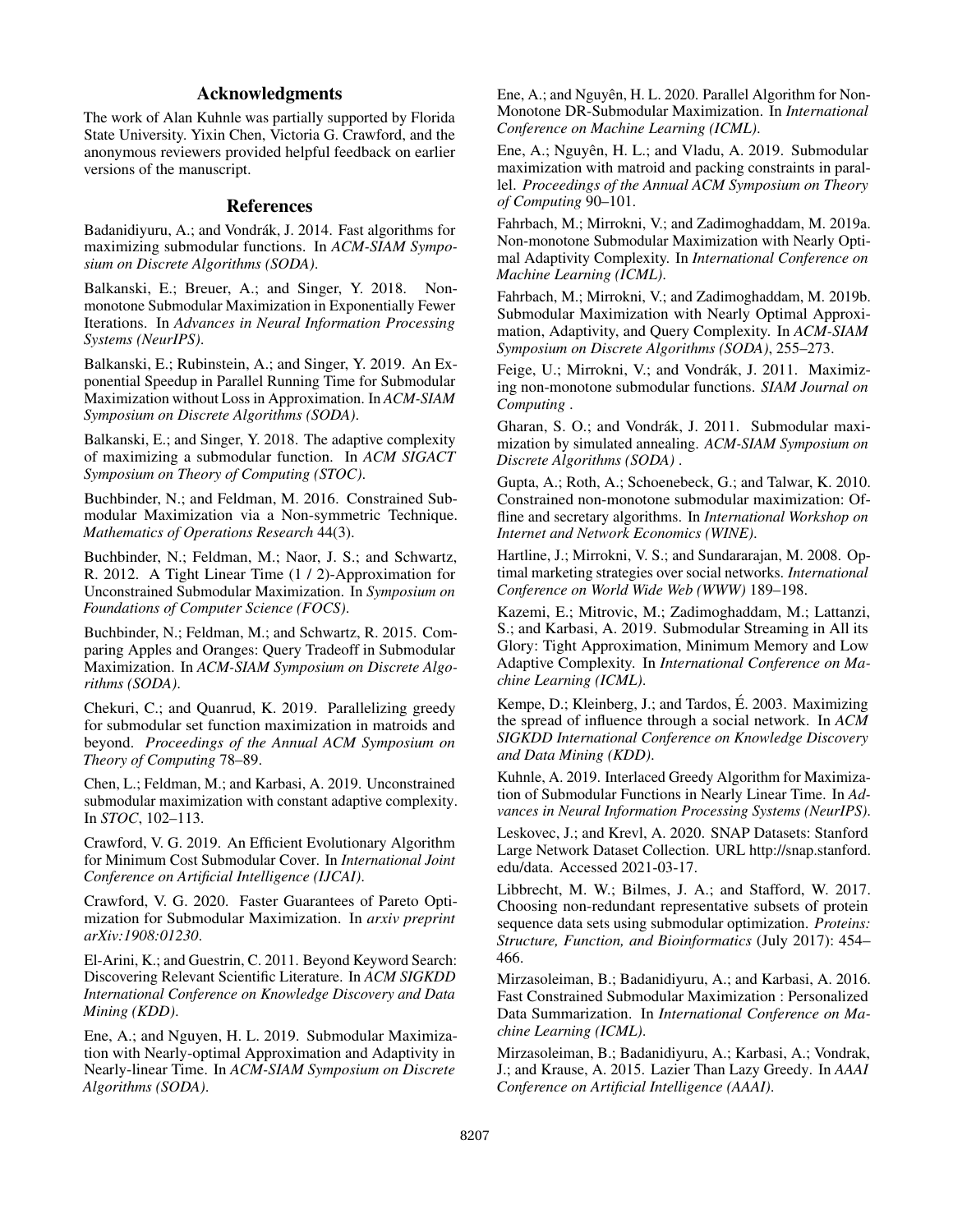## Acknowledgments

The work of Alan Kuhnle was partially supported by Florida State University. Yixin Chen, Victoria G. Crawford, and the anonymous reviewers provided helpful feedback on earlier versions of the manuscript.

## References

Badanidiyuru, A.; and Vondrák, J. 2014. Fast algorithms for maximizing submodular functions. In *ACM-SIAM Symposium on Discrete Algorithms (SODA)*.

Balkanski, E.; Breuer, A.; and Singer, Y. 2018. Non-monotone Submodular Maximization in Exponentially Fewer Iterations. In *Advances in Neural Information Processing Systems (NeurIPS)*.

Balkanski, E.; Rubinstein, A.; and Singer, Y. 2019. An Exponential Speedup in Parallel Running Time for Submodular Maximization without Loss in Approximation. In *ACM-SIAM Symposium on Discrete Algorithms (SODA)*.

Balkanski, E.; and Singer, Y. 2018. The adaptive complexity of maximizing a submodular function. In *ACM SIGACT Symposium on Theory of Computing (STOC)*.

Buchbinder, N.; and Feldman, M. 2016. Constrained Submodular Maximization via a Non-symmetric Technique. *Mathematics of Operations Research* 44(3).

Buchbinder, N.; Feldman, M.; Naor, J. S.; and Schwartz, R. 2012. A Tight Linear Time (1 / 2)-Approximation for Unconstrained Submodular Maximization. In *Symposium on Foundations of Computer Science (FOCS)*.

Buchbinder, N.; Feldman, M.; and Schwartz, R. 2015. Comparing Apples and Oranges: Query Tradeoff in Submodular Maximization. In *ACM-SIAM Symposium on Discrete Algorithms (SODA)*.

Chekuri, C.; and Quanrud, K. 2019. Parallelizing greedy for submodular set function maximization in matroids and beyond. *Proceedings of the Annual ACM Symposium on Theory of Computing* 78–89.

Chen, L.; Feldman, M.; and Karbasi, A. 2019. Unconstrained submodular maximization with constant adaptive complexity. In *STOC*, 102–113.

Crawford, V. G. 2019. An Efficient Evolutionary Algorithm for Minimum Cost Submodular Cover. In *International Joint Conference on Artificial Intelligence (IJCAI)*.

Crawford, V. G. 2020. Faster Guarantees of Pareto Optimization for Submodular Maximization. In *arxiv preprint arXiv:1908:01230*.

El-Arini, K.; and Guestrin, C. 2011. Beyond Keyword Search: Discovering Relevant Scientific Literature. In *ACM SIGKDD International Conference on Knowledge Discovery and Data Mining (KDD)*.

Ene, A.; and Nguyen, H. L. 2019. Submodular Maximization with Nearly-optimal Approximation and Adaptivity in Nearly-linear Time. In *ACM-SIAM Symposium on Discrete Algorithms (SODA)*.

Ene, A.; and Nguyên, H. L. 2020. Parallel Algorithm for Non-Monotone DR-Submodular Maximization. In *International Conference on Machine Learning (ICML)*.

Ene, A.; Nguyên, H. L.; and Vladu, A. 2019. Submodular maximization with matroid and packing constraints in parallel. *Proceedings of the Annual ACM Symposium on Theory of Computing* 90–101.

Fahrbach, M.; Mirrokni, V.; and Zadimoghaddam, M. 2019a. Non-monotone Submodular Maximization with Nearly Optimal Adaptivity Complexity. In *International Conference on Machine Learning (ICML)*.

Fahrbach, M.; Mirrokni, V.; and Zadimoghaddam, M. 2019b. Submodular Maximization with Nearly Optimal Approximation, Adaptivity, and Query Complexity. In *ACM-SIAM Symposium on Discrete Algorithms (SODA)*, 255–273.

Feige, U.; Mirrokni, V.; and Vondrák, J. 2011. Maximizing non-monotone submodular functions. *SIAM Journal on Computing* .

Gharan, S. O.; and Vondrák, J. 2011. Submodular maximization by simulated annealing. *ACM-SIAM Symposium on Discrete Algorithms (SODA)* .

Gupta, A.; Roth, A.; Schoenebeck, G.; and Talwar, K. 2010. Constrained non-monotone submodular maximization: Offline and secretary algorithms. In *International Workshop on Internet and Network Economics (WINE)*.

Hartline, J.; Mirrokni, V. S.; and Sundararajan, M. 2008. Optimal marketing strategies over social networks. *International Conference on World Wide Web (WWW)* 189–198.

Kazemi, E.; Mitrovic, M.; Zadimoghaddam, M.; Lattanzi, S.; and Karbasi, A. 2019. Submodular Streaming in All its Glory: Tight Approximation, Minimum Memory and Low Adaptive Complexity. In *International Conference on Machine Learning (ICML)*.

Kempe, D.; Kleinberg, J.; and Tardos, É. 2003. Maximizing the spread of influence through a social network. In *ACM SIGKDD International Conference on Knowledge Discovery and Data Mining (KDD)*.

Kuhnle, A. 2019. Interlaced Greedy Algorithm for Maximization of Submodular Functions in Nearly Linear Time. In *Advances in Neural Information Processing Systems (NeurIPS)*.

Leskovec, J.; and Krevl, A. 2020. SNAP Datasets: Stanford Large Network Dataset Collection. URL http://snap.stanford.edu/data. Accessed 2021-03-17.

Libbrecht, M. W.; Bilmes, J. A.; and Stafford, W. 2017. Choosing non-redundant representative subsets of protein sequence data sets using submodular optimization. *Proteins: Structure, Function, and Bioinformatics* (July 2017): 454–466.

Mirzasoleiman, B.; Badanidiyuru, A.; and Karbasi, A. 2016. Fast Constrained Submodular Maximization : Personalized Data Summarization. In *International Conference on Machine Learning (ICML)*.

Mirzasoleiman, B.; Badanidiyuru, A.; Karbasi, A.; Vondrak, J.; and Krause, A. 2015. Lazier Than Lazy Greedy. In *AAAI Conference on Artificial Intelligence (AAAI)*.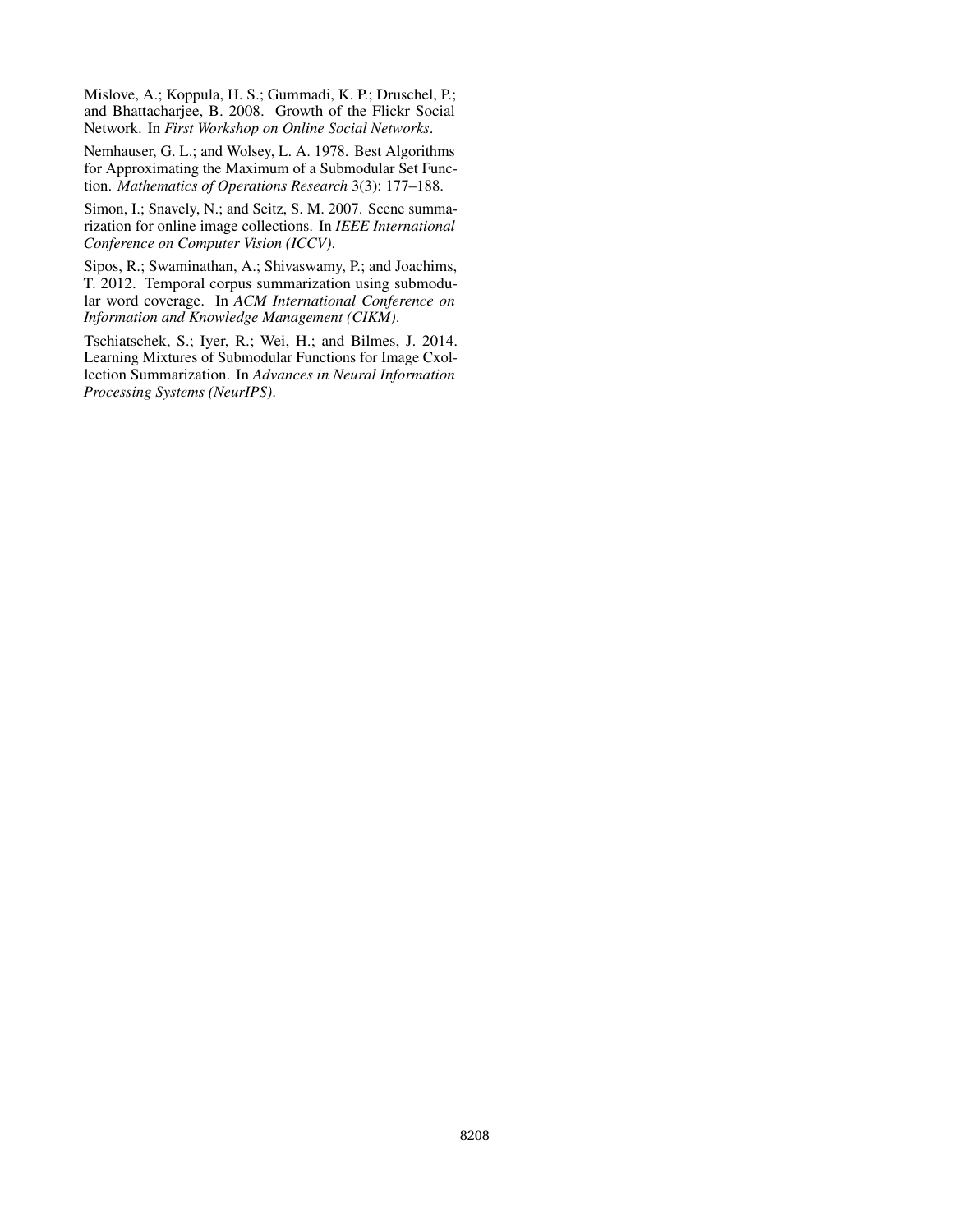Mislove, A.; Koppula, H. S.; Gummadi, K. P.; Druschel, P.; and Bhattacharjee, B. 2008. Growth of the Flickr Social Network. In *First Workshop on Online Social Networks*.

Nemhauser, G. L.; and Wolsey, L. A. 1978. Best Algorithms for Approximating the Maximum of a Submodular Set Function. *Mathematics of Operations Research* 3(3): 177–188.

Simon, I.; Snavely, N.; and Seitz, S. M. 2007. Scene summarization for online image collections. In *IEEE International Conference on Computer Vision (ICCV)*.

Sipos, R.; Swaminathan, A.; Shivaswamy, P.; and Joachims, T. 2012. Temporal corpus summarization using submodular word coverage. In *ACM International Conference on Information and Knowledge Management (CIKM)*.

Tschiatschek, S.; Iyer, R.; Wei, H.; and Bilmes, J. 2014. Learning Mixtures of Submodular Functions for Image Cxollection Summarization. In *Advances in Neural Information Processing Systems (NeurIPS)*.